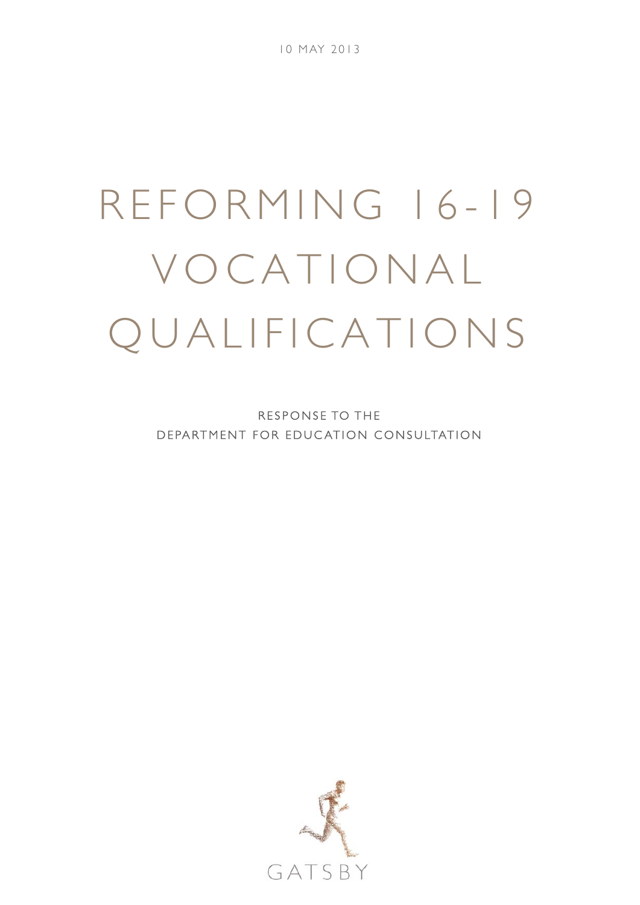10 MAY 2013

# REFORMING 16-19 VOCATIONAL QUALIFICATIONS

RESPONSE TO THE
DEPARTMENT FOR EDUCATION CONSULTATION

GATSBY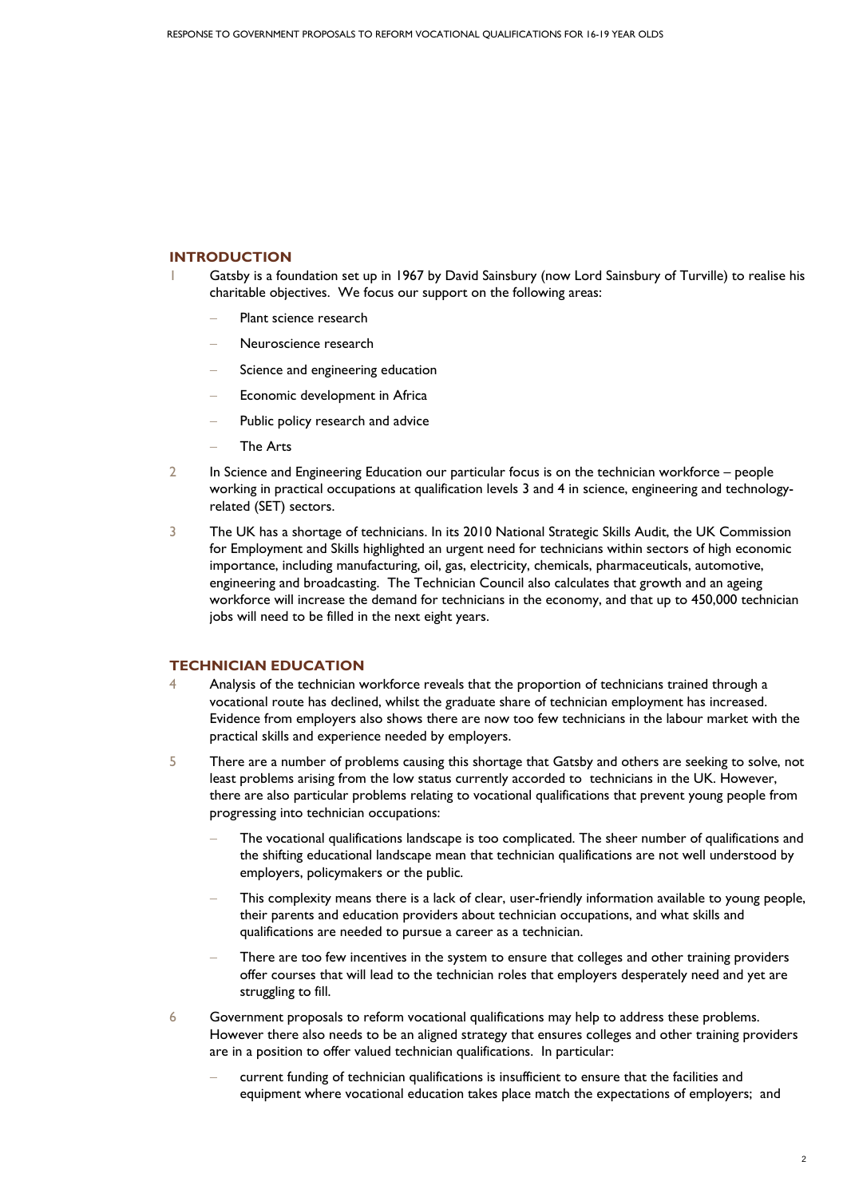## INTRODUCTION

1. Gatsby is a foundation set up in 1967 by David Sainsbury (now Lord Sainsbury of Turville) to realise his charitable objectives. We focus our support on the following areas:

   – Plant science research

   – Neuroscience research

   – Science and engineering education

   – Economic development in Africa

   – Public policy research and advice

   – The Arts

2. In Science and Engineering Education our particular focus is on the technician workforce – people working in practical occupations at qualification levels 3 and 4 in science, engineering and technology-related (SET) sectors.

3. The UK has a shortage of technicians. In its 2010 National Strategic Skills Audit, the UK Commission for Employment and Skills highlighted an urgent need for technicians within sectors of high economic importance, including manufacturing, oil, gas, electricity, chemicals, pharmaceuticals, automotive, engineering and broadcasting. The Technician Council also calculates that growth and an ageing workforce will increase the demand for technicians in the economy, and that up to 450,000 technician jobs will need to be filled in the next eight years.

## TECHNICIAN EDUCATION

4. Analysis of the technician workforce reveals that the proportion of technicians trained through a vocational route has declined, whilst the graduate share of technician employment has increased. Evidence from employers also shows there are now too few technicians in the labour market with the practical skills and experience needed by employers.

5. There are a number of problems causing this shortage that Gatsby and others are seeking to solve, not least problems arising from the low status currently accorded to technicians in the UK. However, there are also particular problems relating to vocational qualifications that prevent young people from progressing into technician occupations:

   – The vocational qualifications landscape is too complicated. The sheer number of qualifications and the shifting educational landscape mean that technician qualifications are not well understood by employers, policymakers or the public.

   – This complexity means there is a lack of clear, user-friendly information available to young people, their parents and education providers about technician occupations, and what skills and qualifications are needed to pursue a career as a technician.

   – There are too few incentives in the system to ensure that colleges and other training providers offer courses that will lead to the technician roles that employers desperately need and yet are struggling to fill.

6. Government proposals to reform vocational qualifications may help to address these problems. However there also needs to be an aligned strategy that ensures colleges and other training providers are in a position to offer valued technician qualifications. In particular:

   – current funding of technician qualifications is insufficient to ensure that the facilities and equipment where vocational education takes place match the expectations of employers; and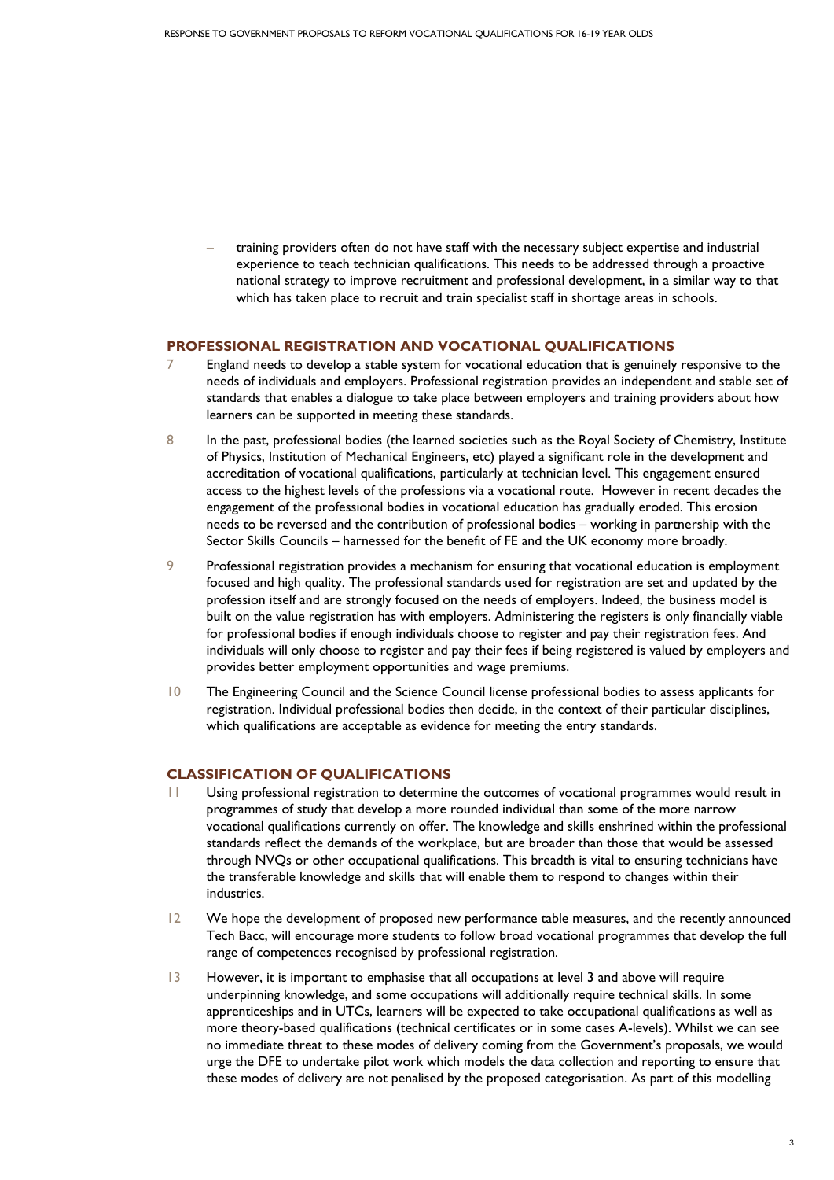- training providers often do not have staff with the necessary subject expertise and industrial experience to teach technician qualifications. This needs to be addressed through a proactive national strategy to improve recruitment and professional development, in a similar way to that which has taken place to recruit and train specialist staff in shortage areas in schools.

## PROFESSIONAL REGISTRATION AND VOCATIONAL QUALIFICATIONS

7 England needs to develop a stable system for vocational education that is genuinely responsive to the needs of individuals and employers. Professional registration provides an independent and stable set of standards that enables a dialogue to take place between employers and training providers about how learners can be supported in meeting these standards.

8 In the past, professional bodies (the learned societies such as the Royal Society of Chemistry, Institute of Physics, Institution of Mechanical Engineers, etc) played a significant role in the development and accreditation of vocational qualifications, particularly at technician level. This engagement ensured access to the highest levels of the professions via a vocational route. However in recent decades the engagement of the professional bodies in vocational education has gradually eroded. This erosion needs to be reversed and the contribution of professional bodies – working in partnership with the Sector Skills Councils – harnessed for the benefit of FE and the UK economy more broadly.

9 Professional registration provides a mechanism for ensuring that vocational education is employment focused and high quality. The professional standards used for registration are set and updated by the profession itself and are strongly focused on the needs of employers. Indeed, the business model is built on the value registration has with employers. Administering the registers is only financially viable for professional bodies if enough individuals choose to register and pay their registration fees. And individuals will only choose to register and pay their fees if being registered is valued by employers and provides better employment opportunities and wage premiums.

10 The Engineering Council and the Science Council license professional bodies to assess applicants for registration. Individual professional bodies then decide, in the context of their particular disciplines, which qualifications are acceptable as evidence for meeting the entry standards.

## CLASSIFICATION OF QUALIFICATIONS

11 Using professional registration to determine the outcomes of vocational programmes would result in programmes of study that develop a more rounded individual than some of the more narrow vocational qualifications currently on offer. The knowledge and skills enshrined within the professional standards reflect the demands of the workplace, but are broader than those that would be assessed through NVQs or other occupational qualifications. This breadth is vital to ensuring technicians have the transferable knowledge and skills that will enable them to respond to changes within their industries.

12 We hope the development of proposed new performance table measures, and the recently announced Tech Bacc, will encourage more students to follow broad vocational programmes that develop the full range of competences recognised by professional registration.

13 However, it is important to emphasise that all occupations at level 3 and above will require underpinning knowledge, and some occupations will additionally require technical skills. In some apprenticeships and in UTCs, learners will be expected to take occupational qualifications as well as more theory-based qualifications (technical certificates or in some cases A-levels). Whilst we can see no immediate threat to these modes of delivery coming from the Government's proposals, we would urge the DFE to undertake pilot work which models the data collection and reporting to ensure that these modes of delivery are not penalised by the proposed categorisation. As part of this modelling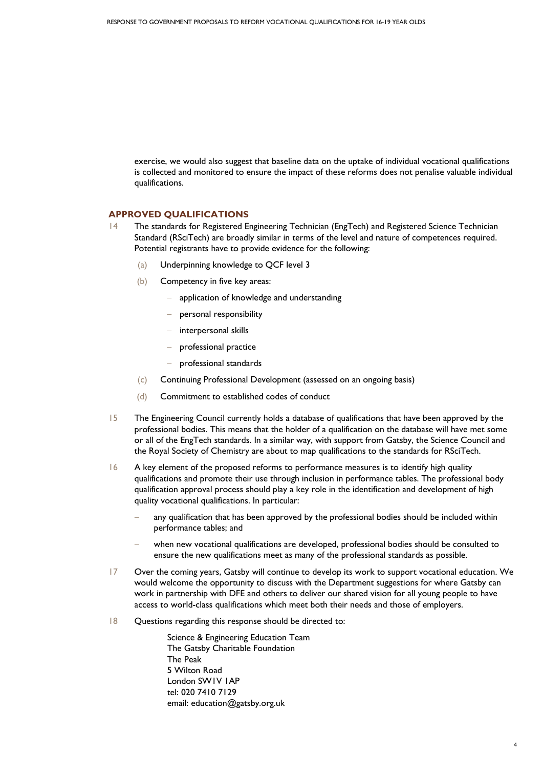exercise, we would also suggest that baseline data on the uptake of individual vocational qualifications is collected and monitored to ensure the impact of these reforms does not penalise valuable individual qualifications.

## APPROVED QUALIFICATIONS

14 The standards for Registered Engineering Technician (EngTech) and Registered Science Technician Standard (RSciTech) are broadly similar in terms of the level and nature of competences required. Potential registrants have to provide evidence for the following:

(a) Underpinning knowledge to QCF level 3

(b) Competency in five key areas:

- application of knowledge and understanding
- personal responsibility
- interpersonal skills
- professional practice
- professional standards

(c) Continuing Professional Development (assessed on an ongoing basis)

(d) Commitment to established codes of conduct

15 The Engineering Council currently holds a database of qualifications that have been approved by the professional bodies. This means that the holder of a qualification on the database will have met some or all of the EngTech standards. In a similar way, with support from Gatsby, the Science Council and the Royal Society of Chemistry are about to map qualifications to the standards for RSciTech.

16 A key element of the proposed reforms to performance measures is to identify high quality qualifications and promote their use through inclusion in performance tables. The professional body qualification approval process should play a key role in the identification and development of high quality vocational qualifications. In particular:

- any qualification that has been approved by the professional bodies should be included within performance tables; and
- when new vocational qualifications are developed, professional bodies should be consulted to ensure the new qualifications meet as many of the professional standards as possible.

17 Over the coming years, Gatsby will continue to develop its work to support vocational education. We would welcome the opportunity to discuss with the Department suggestions for where Gatsby can work in partnership with DFE and others to deliver our shared vision for all young people to have access to world-class qualifications which meet both their needs and those of employers.

18 Questions regarding this response should be directed to:

Science & Engineering Education Team
The Gatsby Charitable Foundation
The Peak
5 Wilton Road
London SW1V 1AP
tel: 020 7410 7129
email: education@gatsby.org.uk